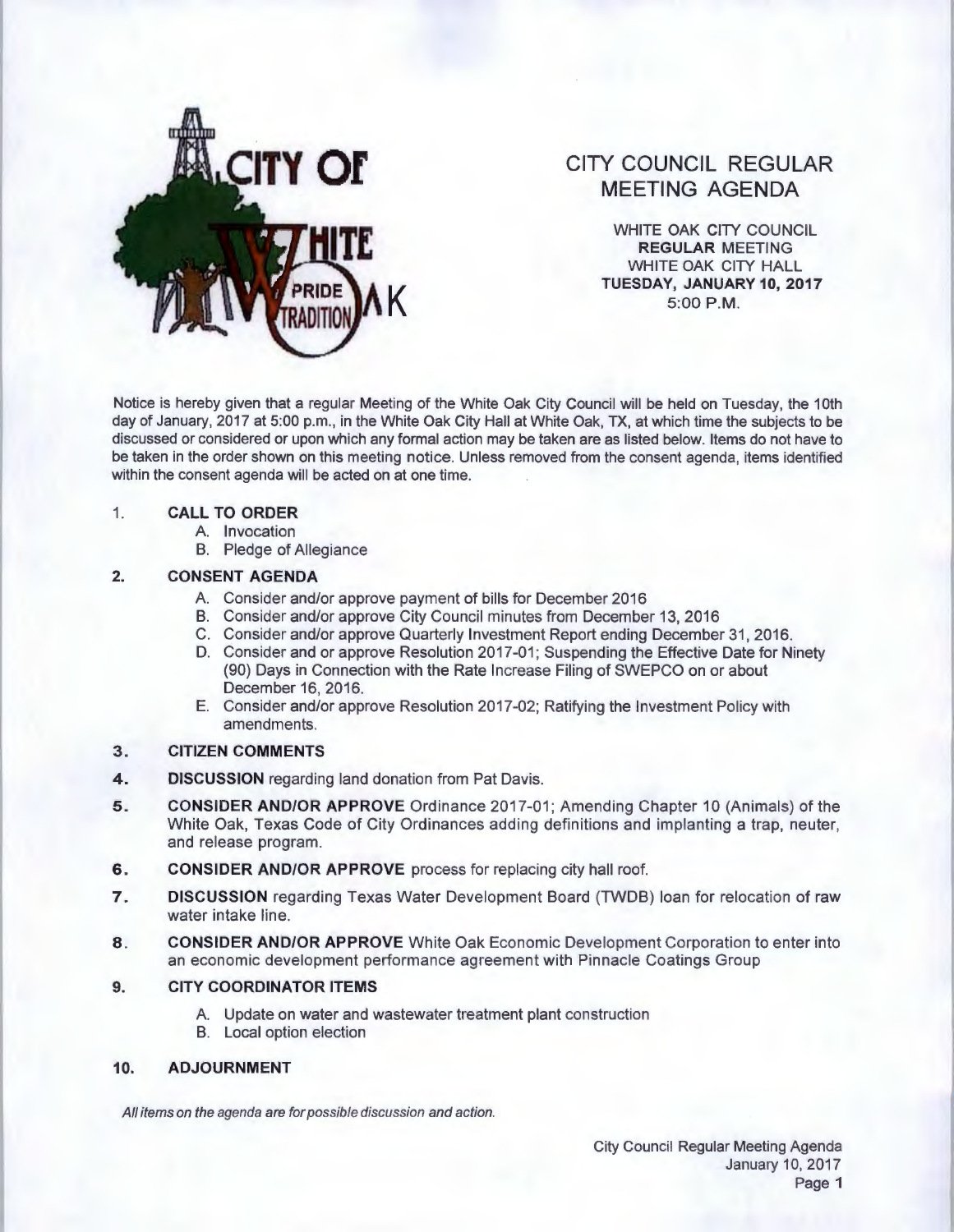# CITY COUNCIL REGULAR MEETING AGENDA

WHITE OAK CITY COUNCIL
**REGULAR** MEETING
WHITE OAK CITY HALL
**TUESDAY, JANUARY 10, 2017**
5:00 P.M.

Notice is hereby given that a regular Meeting of the White Oak City Council will be held on Tuesday, the 10th day of January, 2017 at 5:00 p.m., in the White Oak City Hall at White Oak, TX, at which time the subjects to be discussed or considered or upon which any formal action may be taken are as listed below. Items do not have to be taken in the order shown on this meeting notice. Unless removed from the consent agenda, items identified within the consent agenda will be acted on at one time.

1. **CALL TO ORDER**
   - A. Invocation
   - B. Pledge of Allegiance

2. **CONSENT AGENDA**
   - A. Consider and/or approve payment of bills for December 2016
   - B. Consider and/or approve City Council minutes from December 13, 2016
   - C. Consider and/or approve Quarterly Investment Report ending December 31, 2016.
   - D. Consider and or approve Resolution 2017-01; Suspending the Effective Date for Ninety (90) Days in Connection with the Rate Increase Filing of SWEPCO on or about December 16, 2016.
   - E. Consider and/or approve Resolution 2017-02; Ratifying the Investment Policy with amendments.

3. **CITIZEN COMMENTS**

4. **DISCUSSION** regarding land donation from Pat Davis.

5. **CONSIDER AND/OR APPROVE** Ordinance 2017-01; Amending Chapter 10 (Animals) of the White Oak, Texas Code of City Ordinances adding definitions and implanting a trap, neuter, and release program.

6. **CONSIDER AND/OR APPROVE** process for replacing city hall roof.

7. **DISCUSSION** regarding Texas Water Development Board (TWDB) loan for relocation of raw water intake line.

8. **CONSIDER AND/OR APPROVE** White Oak Economic Development Corporation to enter into an economic development performance agreement with Pinnacle Coatings Group

9. **CITY COORDINATOR ITEMS**
   - A. Update on water and wastewater treatment plant construction
   - B. Local option election

10. **ADJOURNMENT**

*All items on the agenda are for possible discussion and action.*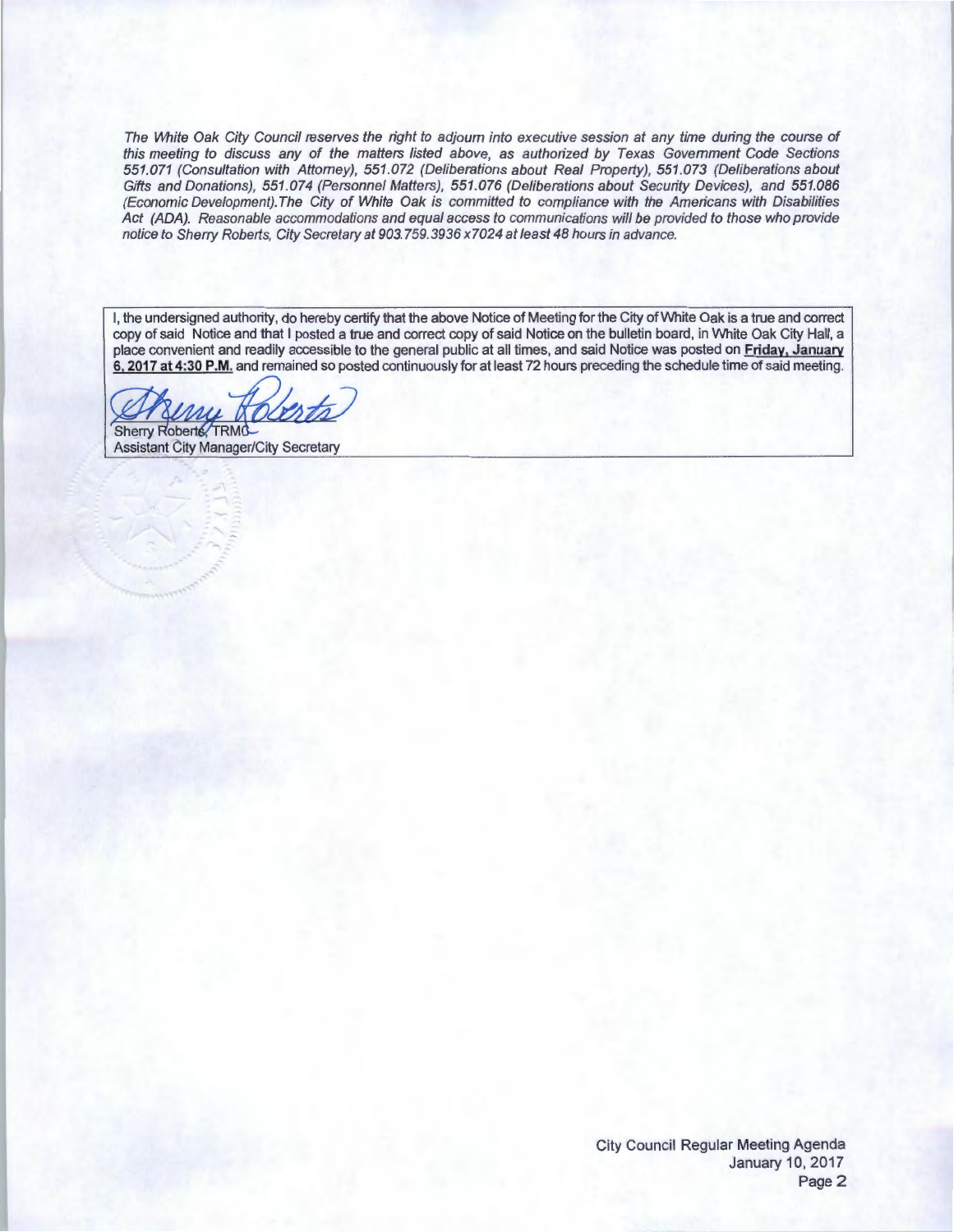*The White Oak City Council reserves the right to adjourn into executive session at any time during the course of this meeting to discuss any of the matters listed above, as authorized by Texas Government Code Sections 551.071 (Consultation with Attorney), 551.072 (Deliberations about Real Property), 551.073 (Deliberations about Gifts and Donations), 551.074 (Personnel Matters), 551.076 (Deliberations about Security Devices), and 551.086 (Economic Development).The City of White Oak is committed to compliance with the Americans with Disabilities Act (ADA). Reasonable accommodations and equal access to communications will be provided to those who provide notice to Sherry Roberts, City Secretary at 903.759.3936 x7024 at least 48 hours in advance.*

I, the undersigned authority, do hereby certify that the above Notice of Meeting for the City of White Oak is a true and correct copy of said Notice and that I posted a true and correct copy of said Notice on the bulletin board, in White Oak City Hall, a place convenient and readily accessible to the general public at all times, and said Notice was posted on **Friday, January 6, 2017 at 4:30 P.M.** and remained so posted continuously for at least 72 hours preceding the schedule time of said meeting.

Sherry Roberts

Sherry Roberts, TRMC
Assistant City Manager/City Secretary

City Council Regular Meeting Agenda
January 10, 2017